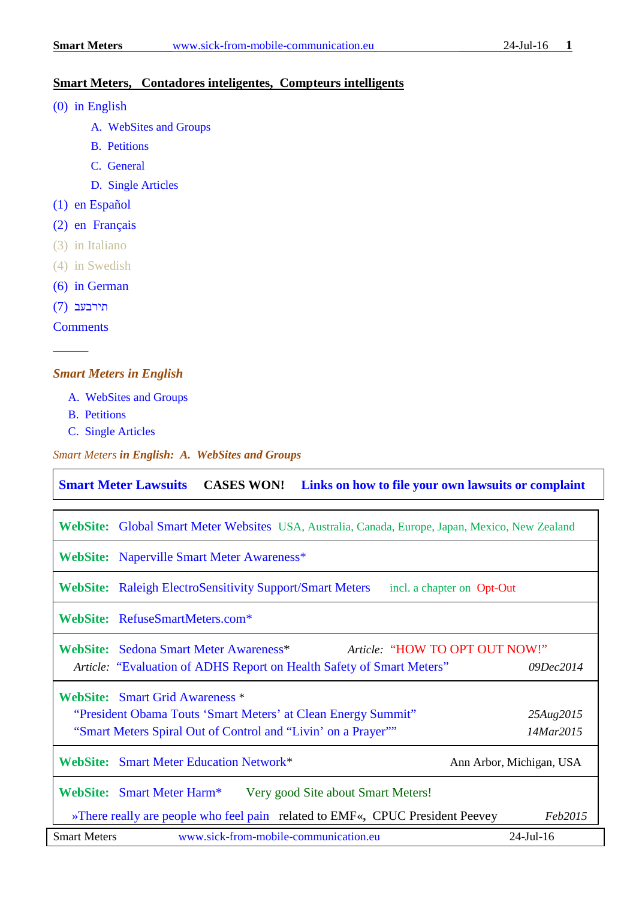## Smart Meters, Contadores inteligentes, Compteurs intelligents

(0) in English

- A. WebSites and Groups
- B. Petitions
- C. General
- D. Single Articles

(1) en Español

(2) en Français

(3) in Italiano

(4) in Swedish

(6) in German

(7) עברית

Comments

———

### *Smart Meters in English*

- A. WebSites and Groups
- B. Petitions
- C. Single Articles

*Smart Meters* ***in English: A. WebSites and Groups***

| **Smart Meter Lawsuits** **CASES WON!** **Links on how to file your own lawsuits or complaint** |
|---|

| |
|---|
| **WebSite:** Global Smart Meter Websites USA, Australia, Canada, Europe, Japan, Mexico, New Zealand |
| **WebSite:** Naperville Smart Meter Awareness* |
| **WebSite:** Raleigh ElectroSensitivity Support/Smart Meters incl. a chapter on Opt-Out |
| **WebSite:** RefuseSmartMeters.com* |
| **WebSite:** Sedona Smart Meter Awareness* *Article:* "HOW TO OPT OUT NOW!" <br> *Article:* "Evaluation of ADHS Report on Health Safety of Smart Meters" *09Dec2014* |
| **WebSite:** Smart Grid Awareness * <br> "President Obama Touts 'Smart Meters' at Clean Energy Summit" *25Aug2015* <br> "Smart Meters Spiral Out of Control and "Livin' on a Prayer"" *14Mar2015* |
| **WebSite:** Smart Meter Education Network* Ann Arbor, Michigan, USA |
| **WebSite:** Smart Meter Harm* Very good Site about Smart Meters! <br> »There really are people who feel pain related to EMF«, CPUC President Peevey *Feb2015* |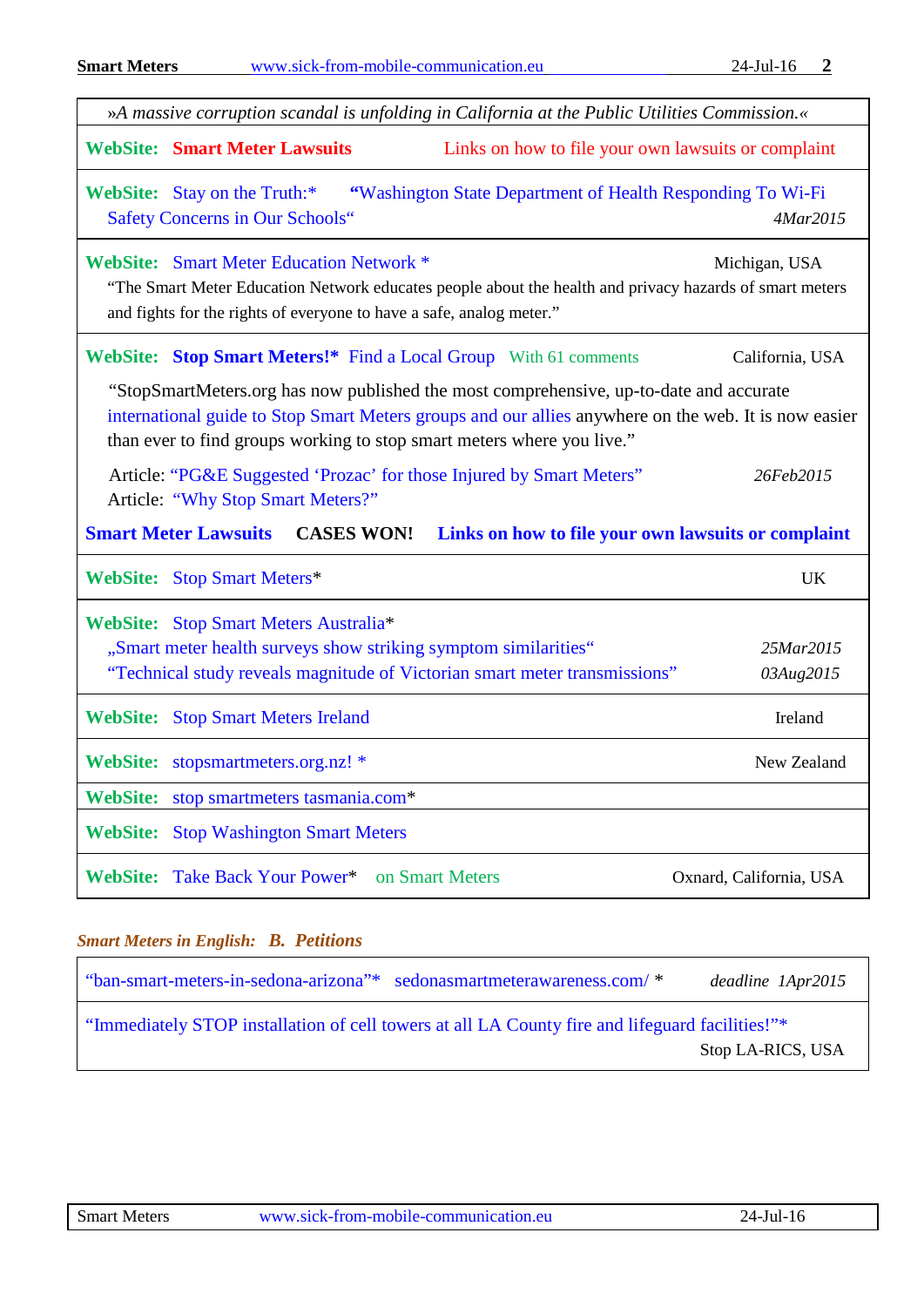»*A massive corruption scandal is unfolding in California at the Public Utilities Commission.*«

**WebSite: Smart Meter Lawsuits** Links on how to file your own lawsuits or complaint

**WebSite:** Stay on the Truth:* **“**Washington State Department of Health Responding To Wi-Fi Safety Concerns in Our Schools“ *4Mar2015*

**WebSite:** Smart Meter Education Network * Michigan, USA

“The Smart Meter Education Network educates people about the health and privacy hazards of smart meters and fights for the rights of everyone to have a safe, analog meter.”

**WebSite: Stop Smart Meters!*** Find a Local Group With 61 comments California, USA

“StopSmartMeters.org has now published the most comprehensive, up-to-date and accurate international guide to Stop Smart Meters groups and our allies anywhere on the web. It is now easier than ever to find groups working to stop smart meters where you live.”

Article: “PG&E Suggested ‘Prozac’ for those Injured by Smart Meters” *26Feb2015*
Article: “Why Stop Smart Meters?”

**Smart Meter Lawsuits CASES WON! Links on how to file your own lawsuits or complaint**

**WebSite:** Stop Smart Meters* UK

**WebSite:** Stop Smart Meters Australia*
„Smart meter health surveys show striking symptom similarities“ *25Mar2015*
“Technical study reveals magnitude of Victorian smart meter transmissions” *03Aug2015*

**WebSite:** Stop Smart Meters Ireland Ireland

**WebSite:** stopsmartmeters.org.nz! * New Zealand

**WebSite:** stop smartmeters tasmania.com*

**WebSite:** Stop Washington Smart Meters

**WebSite:** Take Back Your Power* on Smart Meters Oxnard, California, USA

### *Smart Meters in English: B. Petitions*

“ban-smart-meters-in-sedona-arizona”* sedonasmartmeterawareness.com/ * *deadline 1Apr2015*

“Immediately STOP installation of cell towers at all LA County fire and lifeguard facilities!”*
Stop LA-RICS, USA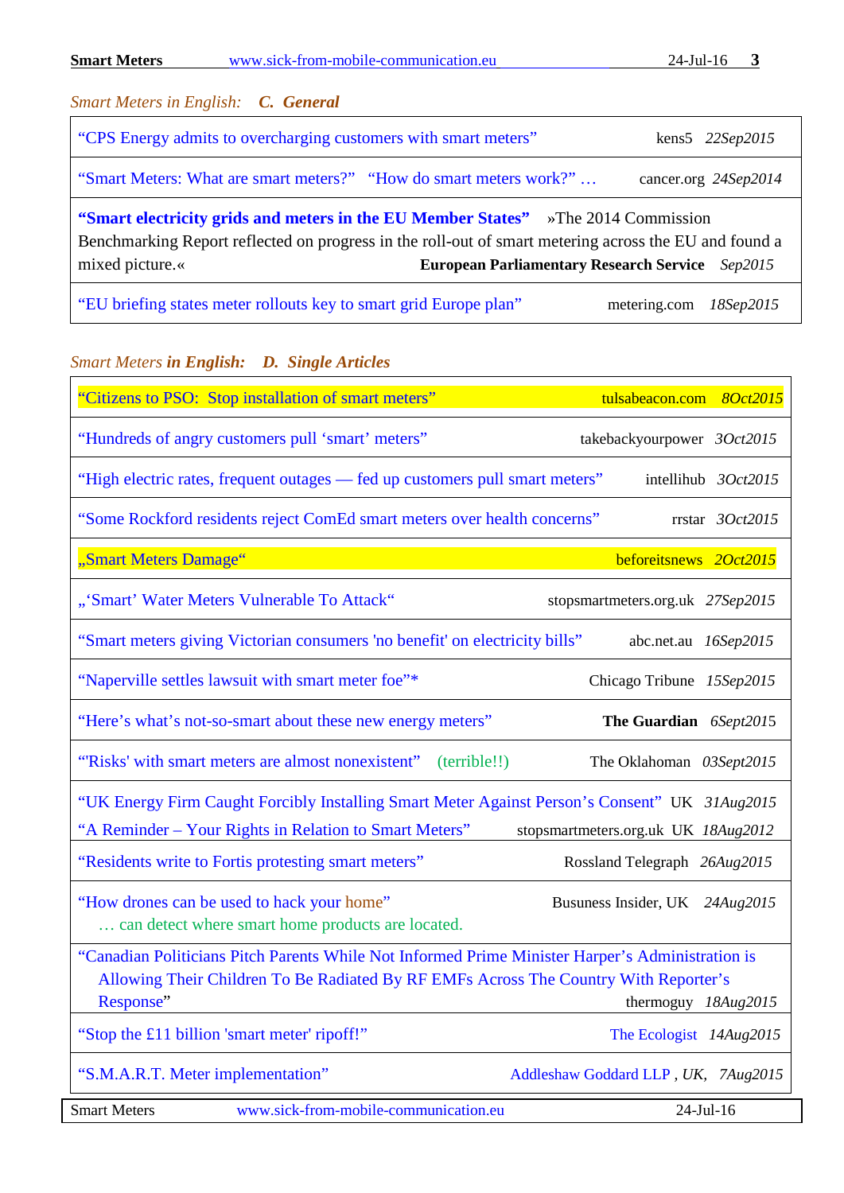*Smart Meters in English:* ***C. General***

| | | |
|---|---|---|
| "CPS Energy admits to overcharging customers with smart meters" | kens5 | *22Sep2015* |
| "Smart Meters: What are smart meters?" "How do smart meters work?" … | cancer.org | *24Sep2014* |
| **"Smart electricity grids and meters in the EU Member States"** »The 2014 Commission Benchmarking Report reflected on progress in the roll-out of smart metering across the EU and found a mixed picture.« | **European Parliamentary Research Service** | *Sep2015* |
| "EU briefing states meter rollouts key to smart grid Europe plan" | metering.com | *18Sep2015* |

*Smart Meters* ***in English:*** ***D. Single Articles***

| | | |
|---|---|---|
| "Citizens to PSO: Stop installation of smart meters" | tulsabeacon.com | *8Oct2015* |
| "Hundreds of angry customers pull 'smart' meters" | takebackyourpower | *3Oct2015* |
| "High electric rates, frequent outages — fed up customers pull smart meters" | intellihub | *3Oct2015* |
| "Some Rockford residents reject ComEd smart meters over health concerns" | rrstar | *3Oct2015* |
| „Smart Meters Damage" | beforeitsnews | *2Oct2015* |
| „'Smart' Water Meters Vulnerable To Attack" | stopsmartmeters.org.uk | *27Sep2015* |
| "Smart meters giving Victorian consumers 'no benefit' on electricity bills" | abc.net.au | *16Sep2015* |
| "Naperville settles lawsuit with smart meter foe"* | Chicago Tribune | *15Sep2015* |
| "Here's what's not-so-smart about these new energy meters" | **The Guardian** | *6Sept2015* |
| "'Risks' with smart meters are almost nonexistent" (terrible!!) | The Oklahoman | *03Sept2015* |
| "UK Energy Firm Caught Forcibly Installing Smart Meter Against Person's Consent" | UK | *31Aug2015* |
| "A Reminder – Your Rights in Relation to Smart Meters" | stopsmartmeters.org.uk UK | *18Aug2012* |
| "Residents write to Fortis protesting smart meters" | Rossland Telegraph | *26Aug2015* |
| "How drones can be used to hack your home" … can detect where smart home products are located. | Busuness Insider, UK | *24Aug2015* |
| "Canadian Politicians Pitch Parents While Not Informed Prime Minister Harper's Administration is Allowing Their Children To Be Radiated By RF EMFs Across The Country With Reporter's Response" | thermoguy | *18Aug2015* |
| "Stop the £11 billion 'smart meter' ripoff!" | The Ecologist | *14Aug2015* |
| "S.M.A.R.T. Meter implementation" | Addleshaw Goddard LLP, *UK*, | *7Aug2015* |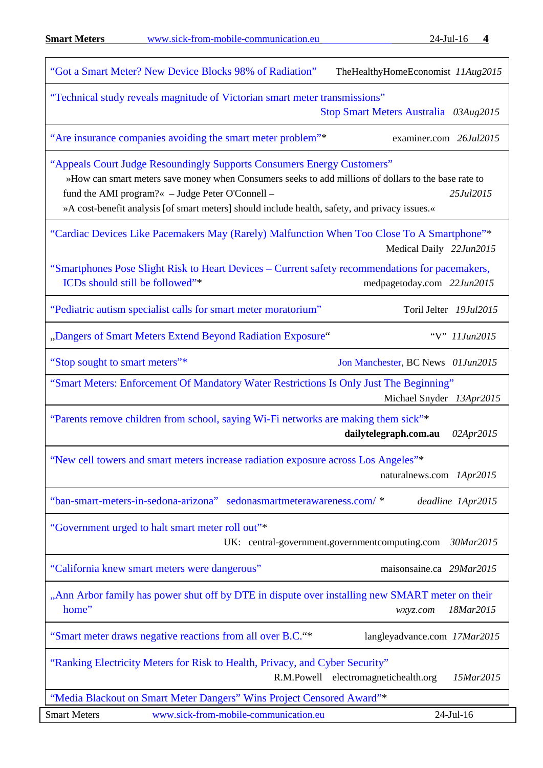| | |
|---|---|
| "Got a Smart Meter? New Device Blocks 98% of Radiation" | TheHealthyHomeEconomist *11Aug2015* |
| "Technical study reveals magnitude of Victorian smart meter transmissions" | Stop Smart Meters Australia *03Aug2015* |
| "Are insurance companies avoiding the smart meter problem"* | examiner.com *26Jul2015* |
| "Appeals Court Judge Resoundingly Supports Consumers Energy Customers" »How can smart meters save money when Consumers seeks to add millions of dollars to the base rate to fund the AMI program?« – Judge Peter O'Connell – »A cost-benefit analysis [of smart meters] should include health, safety, and privacy issues.« | *25Jul2015* |
| "Cardiac Devices Like Pacemakers May (Rarely) Malfunction When Too Close To A Smartphone"* | Medical Daily *22Jun2015* |
| "Smartphones Pose Slight Risk to Heart Devices – Current safety recommendations for pacemakers, ICDs should still be followed"* | medpagetoday.com *22Jun2015* |
| "Pediatric autism specialist calls for smart meter moratorium" | Toril Jelter *19Jul2015* |
| „Dangers of Smart Meters Extend Beyond Radiation Exposure" | "V" *11Jun2015* |
| "Stop sought to smart meters"* | Jon Manchester, BC News *01Jun2015* |
| "Smart Meters: Enforcement Of Mandatory Water Restrictions Is Only Just The Beginning" | Michael Snyder *13Apr2015* |
| "Parents remove children from school, saying Wi-Fi networks are making them sick"* | **dailytelegraph.com.au** *02Apr2015* |
| "New cell towers and smart meters increase radiation exposure across Los Angeles"* | naturalnews.com *1Apr2015* |
| "ban-smart-meters-in-sedona-arizona" sedonasmartmeterawareness.com/ * | *deadline 1Apr2015* |
| "Government urged to halt smart meter roll out"* | UK: central-government.governmentcomputing.com *30Mar2015* |
| "California knew smart meters were dangerous" | maisonsaine.ca *29Mar2015* |
| „Ann Arbor family has power shut off by DTE in dispute over installing new SMART meter on their home" | *wxyz.com 18Mar2015* |
| "Smart meter draws negative reactions from all over B.C."* | langleyadvance.com *17Mar2015* |
| "Ranking Electricity Meters for Risk to Health, Privacy, and Cyber Security" | R.M.Powell electromagnetichealth.org *15Mar2015* |
| "Media Blackout on Smart Meter Dangers" Wins Project Censored Award"* | |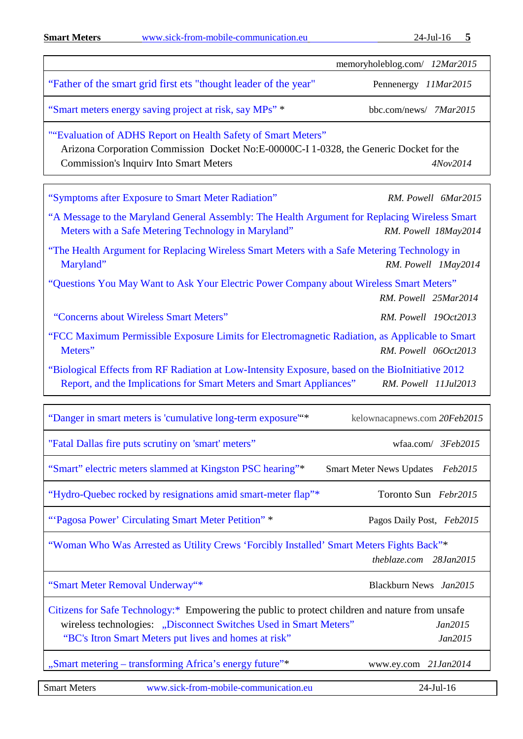| Title | Source / Date |
|---|---|
| | memoryholeblog.com/ *12Mar2015* |
| "Father of the smart grid first ets "thought leader of the year" | Pennenergy *11Mar2015* |
| "Smart meters energy saving project at risk, say MPs" * | bbc.com/news/ *7Mar2015* |
| ""Evaluation of ADHS Report on Health Safety of Smart Meters" Arizona Corporation Commission Docket No:E-00000C-I 1-0328, the Generic Docket for the Commission's lnquirv Into Smart Meters | *4Nov2014* |

| Title | Author / Date |
|---|---|
| "Symptoms after Exposure to Smart Meter Radiation" | *RM. Powell 6Mar2015* |
| "A Message to the Maryland General Assembly: The Health Argument for Replacing Wireless Smart Meters with a Safe Metering Technology in Maryland" | *RM. Powell 18May2014* |
| "The Health Argument for Replacing Wireless Smart Meters with a Safe Metering Technology in Maryland" | *RM. Powell 1May2014* |
| "Questions You May Want to Ask Your Electric Power Company about Wireless Smart Meters" | *RM. Powell 25Mar2014* |
| "Concerns about Wireless Smart Meters" | *RM. Powell 19Oct2013* |
| "FCC Maximum Permissible Exposure Limits for Electromagnetic Radiation, as Applicable to Smart Meters" | *RM. Powell 06Oct2013* |
| "Biological Effects from RF Radiation at Low-Intensity Exposure, based on the BioInitiative 2012 Report, and the Implications for Smart Meters and Smart Appliances" | *RM. Powell 11Jul2013* |

| Title | Source / Date |
|---|---|
| "Danger in smart meters is 'cumulative long-term exposure'"* | kelownacapnews.com *20Feb2015* |
| "Fatal Dallas fire puts scrutiny on 'smart' meters" | wfaa.com/ *3Feb2015* |
| "Smart" electric meters slammed at Kingston PSC hearing"* | Smart Meter News Updates *Feb2015* |
| "Hydro-Quebec rocked by resignations amid smart-meter flap"* | Toronto Sun *Febr2015* |
| "'Pagosa Power' Circulating Smart Meter Petition" * | Pagos Daily Post, *Feb2015* |
| "Woman Who Was Arrested as Utility Crews 'Forcibly Installed' Smart Meters Fights Back"* | *theblaze.com 28Jan2015* |
| "Smart Meter Removal Underway"* | Blackburn News *Jan2015* |
| Citizens for Safe Technology:* Empowering the public to protect children and nature from unsafe wireless technologies: „Disconnect Switches Used in Smart Meters" | *Jan2015* |
| "BC's Itron Smart Meters put lives and homes at risk" | *Jan2015* |
| „Smart metering – transforming Africa's energy future"* | www.ey.com *21Jan2014* |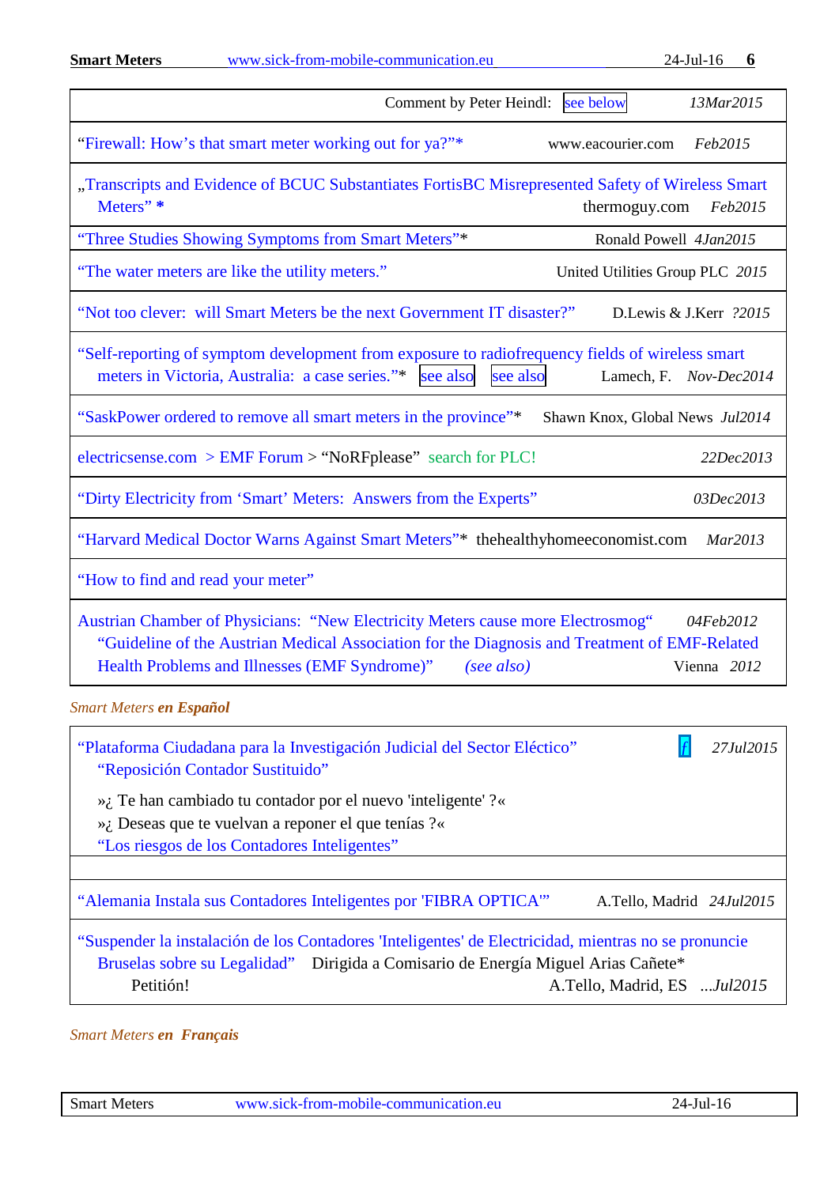| Comment by Peter Heindl: see below | 13Mar2015 |
|---|---|
| "Firewall: How's that smart meter working out for ya?"* www.eacourier.com | Feb2015 |
| „Transcripts and Evidence of BCUC Substantiates FortisBC Misrepresented Safety of Wireless Smart Meters" * thermoguy.com | Feb2015 |
| "Three Studies Showing Symptoms from Smart Meters"* Ronald Powell | 4Jan2015 |
| "The water meters are like the utility meters." United Utilities Group PLC | 2015 |
| "Not too clever: will Smart Meters be the next Government IT disaster?" D.Lewis & J.Kerr | ?2015 |
| "Self-reporting of symptom development from exposure to radiofrequency fields of wireless smart meters in Victoria, Australia: a case series."* see also see also Lamech, F. | Nov-Dec2014 |
| "SaskPower ordered to remove all smart meters in the province"* Shawn Knox, Global News | Jul2014 |
| electricsense.com > EMF Forum > "NoRFplease" search for PLC! | 22Dec2013 |
| "Dirty Electricity from 'Smart' Meters: Answers from the Experts" | 03Dec2013 |
| "Harvard Medical Doctor Warns Against Smart Meters"* thehealthyhomeeconomist.com | Mar2013 |
| "How to find and read your meter" | |
| Austrian Chamber of Physicians: "New Electricity Meters cause more Electrosmog" (04Feb2012) "Guideline of the Austrian Medical Association for the Diagnosis and Treatment of EMF-Related Health Problems and Illnesses (EMF Syndrome)" *(see also)* Vienna | 2012 |

*Smart Meters* ***en Español***

| | |
|---|---|
| "Plataforma Ciudadana para la Investigación Judicial del Sector Eléctico" f "Reposición Contador Sustituido" »¿ Te han cambiado tu contador por el nuevo 'inteligente' ?« »¿ Deseas que te vuelvan a reponer el que tenías ?« "Los riesgos de los Contadores Inteligentes" | 27Jul2015 |
| | |
| "Alemania Instala sus Contadores Inteligentes por 'FIBRA OPTICA'" A.Tello, Madrid | 24Jul2015 |
| "Suspender la instalación de los Contadores 'Inteligentes' de Electricidad, mientras no se pronuncie Bruselas sobre su Legalidad" Dirigida a Comisario de Energía Miguel Arias Cañete* Petición! A.Tello, Madrid, ES | ...Jul2015 |

*Smart Meters* ***en Français***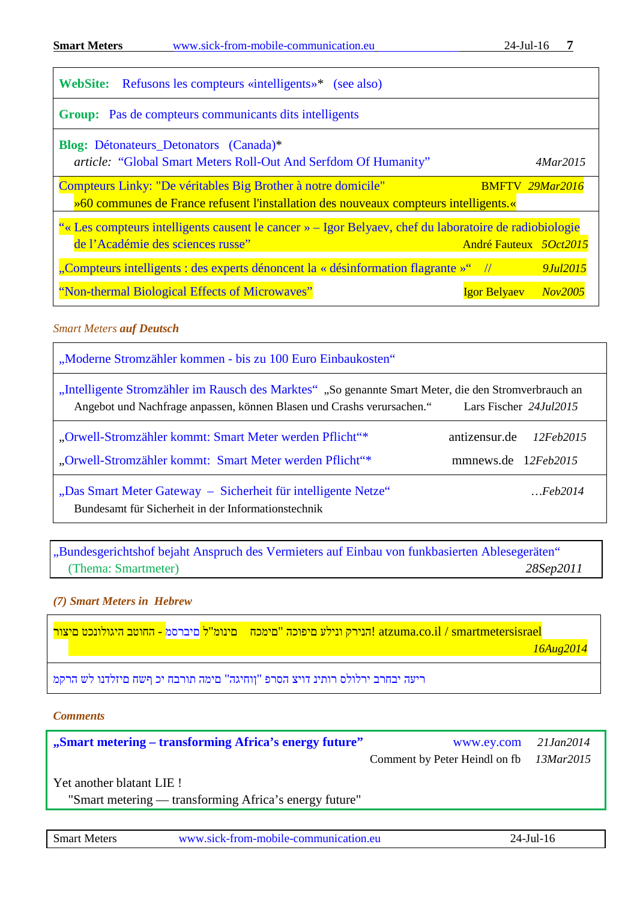**WebSite:** Refusons les compteurs «intelligents»* (see also)

**Group:** Pas de compteurs communicants dits intelligents

**Blog:** Détonateurs_Detonators (Canada)*
*article:* "Global Smart Meters Roll-Out And Serfdom Of Humanity" *4Mar2015*

Compteurs Linky: "De véritables Big Brother à notre domicile" BMFTV *29Mar2016*
»60 communes de France refusent l'installation des nouveaux compteurs intelligents.«

"« Les compteurs intelligents causent le cancer » – Igor Belyaev, chef du laboratoire de radiobiologie de l'Académie des sciences russe" André Fauteux *5Oct2015*

„Compteurs intelligents : des experts dénoncent la « désinformation flagrante »" // *9Jul2015*

"Non-thermal Biological Effects of Microwaves" Igor Belyaev *Nov2005*

*Smart Meters **auf Deutsch***

„Moderne Stromzähler kommen - bis zu 100 Euro Einbaukosten"

„Intelligente Stromzähler im Rausch des Marktes" „So genannte Smart Meter, die den Stromverbrauch an Angebot und Nachfrage anpassen, können Blasen und Crashs verursachen." Lars Fischer *24Jul2015*

„Orwell-Stromzähler kommt: Smart Meter werden Pflicht"* antizensur.de *12Feb2015*

„Orwell-Stromzähler kommt: Smart Meter werden Pflicht"* mmnews.de *12Feb2015*

„Das Smart Meter Gateway – Sicherheit für intelligente Netze" *…Feb2014*
Bundesamt für Sicherheit in der Informationstechnik

„Bundesgerichtshof bejaht Anspruch des Vermieters auf Einbau von funkbasierten Ablesegeräten"
(Thema: Smartmeter) *28Sep2011*

***(7) Smart Meters in Hebrew***

ריצומ טכנולוגיה בהוטח - םסרפמ ל"מוניס "םימכח" היפוכים עליונים הקירנה! atzuma.co.il / smartmetersisrael
*16Aug2014*

ריעה יבחרב ירלולס רותינ דויצ הסרפ "ןוחיגה" םימה תורבח יכ קשח םיזלדנו לש הרקמ

***Comments***

**„Smart metering – transforming Africa's energy future"** www.ey.com *21Jan2014*
Comment by Peter Heindl on fb *13Mar2015*

Yet another blatant LIE !
"Smart metering — transforming Africa's energy future"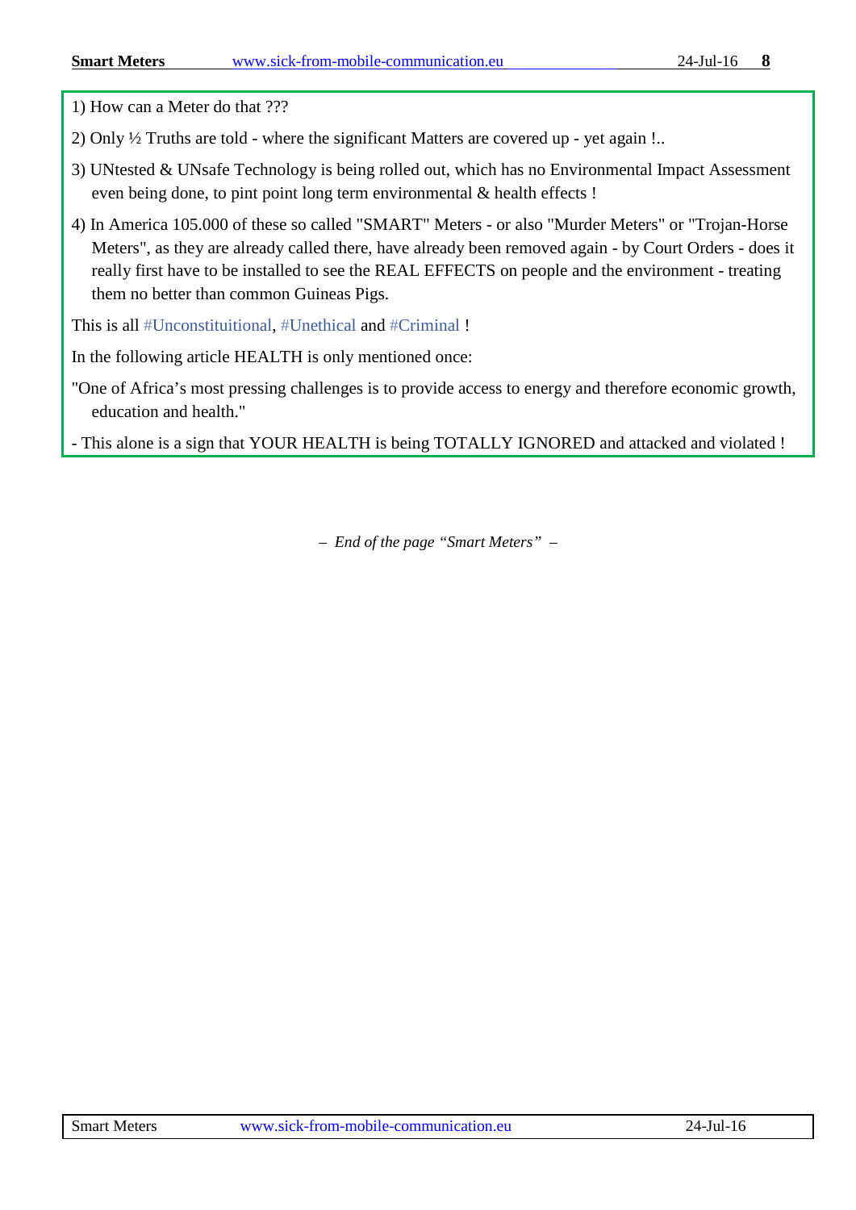1) How can a Meter do that ???

2) Only ½ Truths are told - where the significant Matters are covered up - yet again !..

3) UNtested & UNsafe Technology is being rolled out, which has no Environmental Impact Assessment even being done, to pint point long term environmental & health effects !

4) In America 105.000 of these so called "SMART" Meters - or also "Murder Meters" or "Trojan-Horse Meters", as they are already called there, have already been removed again - by Court Orders - does it really first have to be installed to see the REAL EFFECTS on people and the environment - treating them no better than common Guineas Pigs.

This is all #Unconstituitional, #Unethical and #Criminal !

In the following article HEALTH is only mentioned once:

"One of Africa's most pressing challenges is to provide access to energy and therefore economic growth, education and health."

- This alone is a sign that YOUR HEALTH is being TOTALLY IGNORED and attacked and violated !

*– End of the page "Smart Meters" –*